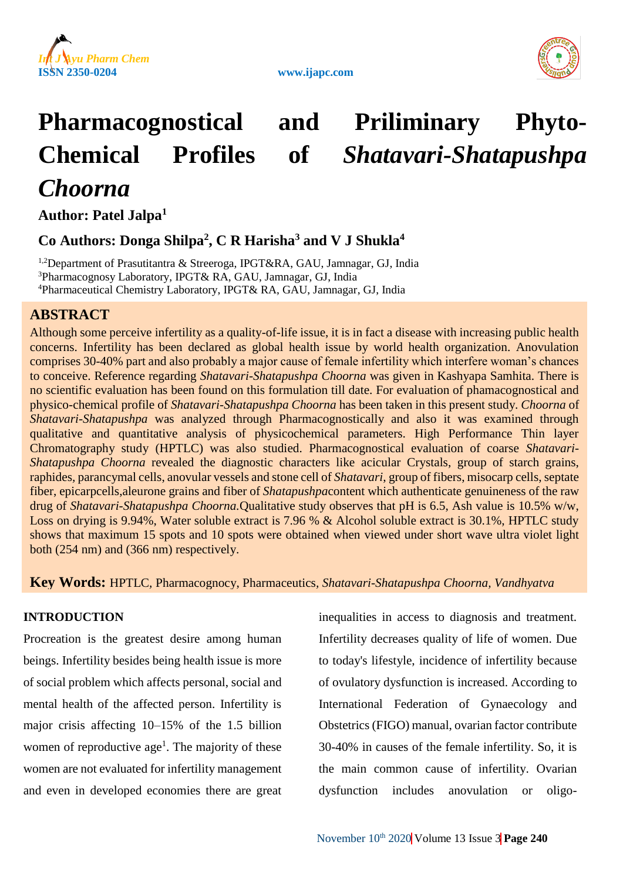# Pharmacognostical and Priliminary Phyto-Chemical Profiles of *Shatavari-Shatapushpa Choorna*

**Author: Patel Jalpa[1]**

**Co Authors: Donga Shilpa[2], C R Harisha[3] and V J Shukla[4]**

[1,2]Department of Prasutitantra & Streeroga, IPGT&RA, GAU, Jamnagar, GJ, India
[3]Pharmacognosy Laboratory, IPGT& RA, GAU, Jamnagar, GJ, India
[4]Pharmaceutical Chemistry Laboratory, IPGT& RA, GAU, Jamnagar, GJ, India

## ABSTRACT

Although some perceive infertility as a quality-of-life issue, it is in fact a disease with increasing public health concerns. Infertility has been declared as global health issue by world health organization. Anovulation comprises 30-40% part and also probably a major cause of female infertility which interfere woman's chances to conceive. Reference regarding *Shatavari-Shatapushpa Choorna* was given in Kashyapa Samhita. There is no scientific evaluation has been found on this formulation till date. For evaluation of phamacognostical and physico-chemical profile of *Shatavari-Shatapushpa Choorna* has been taken in this present study. *Choorna* of *Shatavari-Shatapushpa* was analyzed through Pharmacognostically and also it was examined through qualitative and quantitative analysis of physicochemical parameters. High Performance Thin layer Chromatography study (HPTLC) was also studied. Pharmacognostical evaluation of coarse *Shatavari-Shatapushpa Choorna* revealed the diagnostic characters like acicular Crystals, group of starch grains, raphides, parancymal cells, anovular vessels and stone cell of *Shatavari*, group of fibers, misocarp cells, septate fiber, epicarpcells,aleurone grains and fiber of *Shatapushpa*content which authenticate genuineness of the raw drug of *Shatavari-Shatapushpa Choorna*.Qualitative study observes that pH is 6.5, Ash value is 10.5% w/w, Loss on drying is 9.94%, Water soluble extract is 7.96 % & Alcohol soluble extract is 30.1%, HPTLC study shows that maximum 15 spots and 10 spots were obtained when viewed under short wave ultra violet light both (254 nm) and (366 nm) respectively.

**Key Words:** HPTLC, Pharmacognosy, Pharmaceutics, *Shatavari-Shatapushpa Choorna, Vandhyatva*

## INTRODUCTION

Procreation is the greatest desire among human beings. Infertility besides being health issue is more of social problem which affects personal, social and mental health of the affected person. Infertility is major crisis affecting 10–15% of the 1.5 billion women of reproductive age[1]. The majority of these women are not evaluated for infertility management and even in developed economies there are great inequalities in access to diagnosis and treatment. Infertility decreases quality of life of women. Due to today's lifestyle, incidence of infertility because of ovulatory dysfunction is increased. According to International Federation of Gynaecology and Obstetrics (FIGO) manual, ovarian factor contribute 30-40% in causes of the female infertility. So, it is the main common cause of infertility. Ovarian dysfunction includes anovulation or oligo-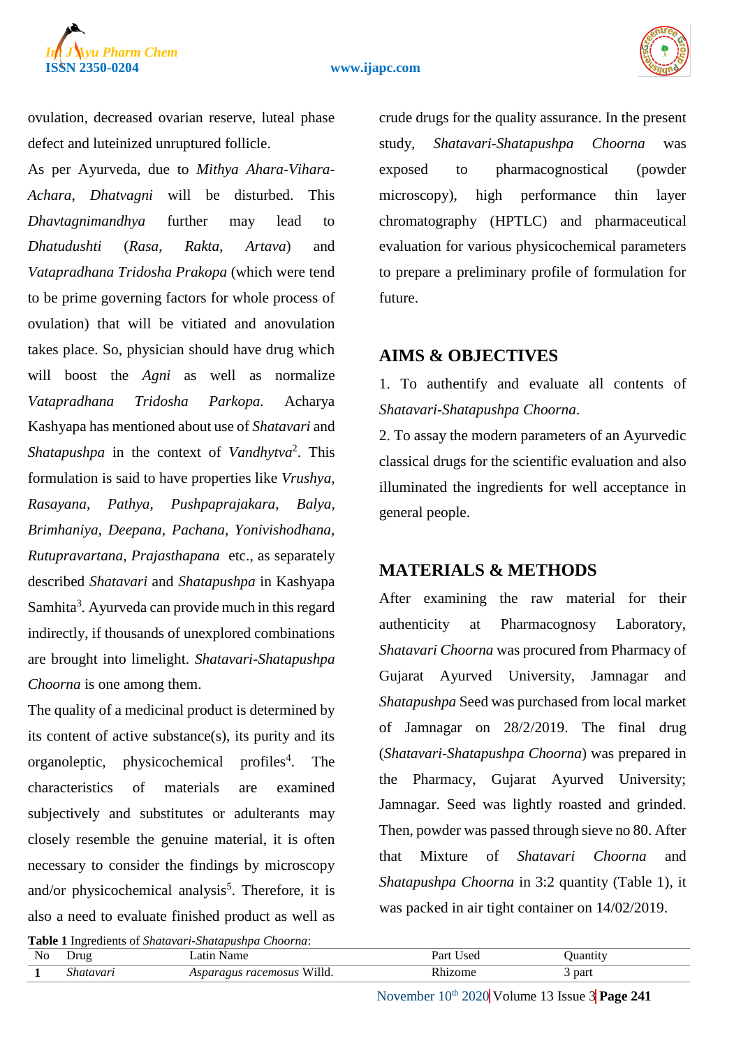ovulation, decreased ovarian reserve, luteal phase defect and luteinized unruptured follicle.

As per Ayurveda, due to *Mithya Ahara-Vihara-Achara*, *Dhatvagni* will be disturbed. This *Dhavtagnimandhya* further may lead to *Dhatudushti* (*Rasa*, *Rakta*, *Artava*) and *Vatapradhana Tridosha Prakopa* (which were tend to be prime governing factors for whole process of ovulation) that will be vitiated and anovulation takes place. So, physician should have drug which will boost the *Agni* as well as normalize *Vatapradhana Tridosha Parkopa.* Acharya Kashyapa has mentioned about use of *Shatavari* and *Shatapushpa* in the context of *Vandhytva*[2]. This formulation is said to have properties like *Vrushya, Rasayana, Pathya, Pushpaprajakara, Balya, Brimhaniya, Deepana, Pachana, Yonivishodhana, Rutupravartana, Prajasthapana* etc., as separately described *Shatavari* and *Shatapushpa* in Kashyapa Samhita[3]. Ayurveda can provide much in this regard indirectly, if thousands of unexplored combinations are brought into limelight. *Shatavari-Shatapushpa Choorna* is one among them.

The quality of a medicinal product is determined by its content of active substance(s), its purity and its organoleptic, physicochemical profiles[4]. The characteristics of materials are examined subjectively and substitutes or adulterants may closely resemble the genuine material, it is often necessary to consider the findings by microscopy and/or physicochemical analysis[5]. Therefore, it is also a need to evaluate finished product as well as crude drugs for the quality assurance. In the present study, *Shatavari-Shatapushpa Choorna* was exposed to pharmacognostical (powder microscopy), high performance thin layer chromatography (HPTLC) and pharmaceutical evaluation for various physicochemical parameters to prepare a preliminary profile of formulation for future.

## AIMS & OBJECTIVES

1. To authentify and evaluate all contents of *Shatavari-Shatapushpa Choorna*.

2. To assay the modern parameters of an Ayurvedic classical drugs for the scientific evaluation and also illuminated the ingredients for well acceptance in general people.

## MATERIALS & METHODS

After examining the raw material for their authenticity at Pharmacognosy Laboratory, *Shatavari Choorna* was procured from Pharmacy of Gujarat Ayurved University, Jamnagar and *Shatapushpa* Seed was purchased from local market of Jamnagar on 28/2/2019. The final drug (*Shatavari-Shatapushpa Choorna*) was prepared in the Pharmacy, Gujarat Ayurved University; Jamnagar. Seed was lightly roasted and grinded. Then, powder was passed through sieve no 80. After that Mixture of *Shatavari Choorna* and *Shatapushpa Choorna* in 3:2 quantity (Table 1), it was packed in air tight container on 14/02/2019.

**Table 1** Ingredients of *Shatavari-Shatapushpa Choorna*:

| No | Drug | Latin Name | Part Used | Quantity |
|---|---|---|---|---|
| **1** | *Shatavari* | *Asparagus racemosus* Willd. | Rhizome | 3 part |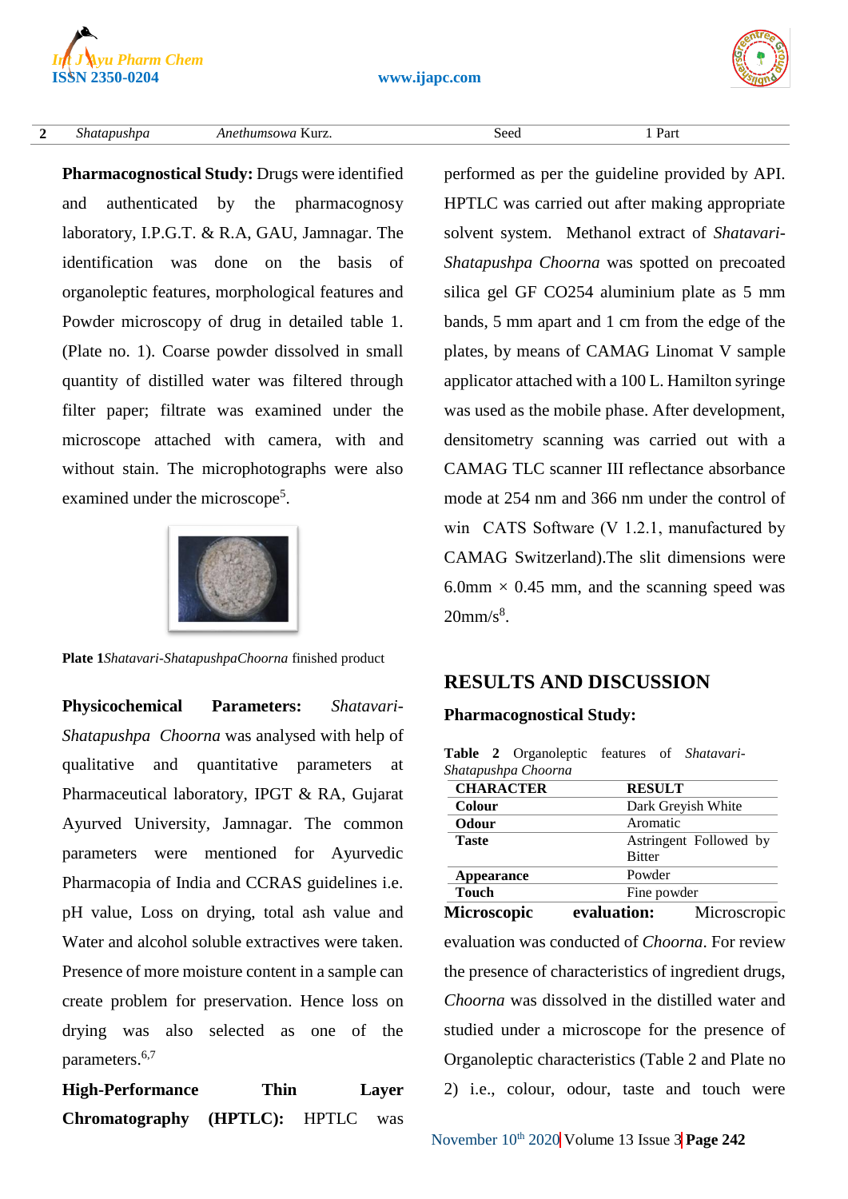| 2 | *Shatapushpa* | *Anethumsowa* Kurz. | Seed | 1 Part |
|---|---|---|---|---|

**Pharmacognostical Study:** Drugs were identified and authenticated by the pharmacognosy laboratory, I.P.G.T. & R.A, GAU, Jamnagar. The identification was done on the basis of organoleptic features, morphological features and Powder microscopy of drug in detailed table 1. (Plate no. 1). Coarse powder dissolved in small quantity of distilled water was filtered through filter paper; filtrate was examined under the microscope attached with camera, with and without stain. The microphotographs were also examined under the microscope[5].

**Plate 1***Shatavari-ShatapushpaChoorna* finished product

**Physicochemical Parameters:** *Shatavari-Shatapushpa Choorna* was analysed with help of qualitative and quantitative parameters at Pharmaceutical laboratory, IPGT & RA, Gujarat Ayurved University, Jamnagar. The common parameters were mentioned for Ayurvedic Pharmacopia of India and CCRAS guidelines i.e. pH value, Loss on drying, total ash value and Water and alcohol soluble extractives were taken. Presence of more moisture content in a sample can create problem for preservation. Hence loss on drying was also selected as one of the parameters.[6,7]

**High-Performance Thin Layer Chromatography (HPTLC):** HPTLC was performed as per the guideline provided by API. HPTLC was carried out after making appropriate solvent system. Methanol extract of *Shatavari-Shatapushpa Choorna* was spotted on precoated silica gel GF CO254 aluminium plate as 5 mm bands, 5 mm apart and 1 cm from the edge of the plates, by means of CAMAG Linomat V sample applicator attached with a 100 L. Hamilton syringe was used as the mobile phase. After development, densitometry scanning was carried out with a CAMAG TLC scanner III reflectance absorbance mode at 254 nm and 366 nm under the control of win CATS Software (V 1.2.1, manufactured by CAMAG Switzerland).The slit dimensions were 6.0mm × 0.45 mm, and the scanning speed was 20mm/s[8].

## RESULTS AND DISCUSSION

### Pharmacognostical Study:

**Table 2** Organoleptic features of *Shatavari-Shatapushpa Choorna*

| CHARACTER | RESULT |
|---|---|
| **Colour** | Dark Greyish White |
| **Odour** | Aromatic |
| **Taste** | Astringent Followed by Bitter |
| **Appearance** | Powder |
| **Touch** | Fine powder |

**Microscopic evaluation:** Microscropic evaluation was conducted of *Choorna*. For review the presence of characteristics of ingredient drugs, *Choorna* was dissolved in the distilled water and studied under a microscope for the presence of Organoleptic characteristics (Table 2 and Plate no 2) i.e., colour, odour, taste and touch were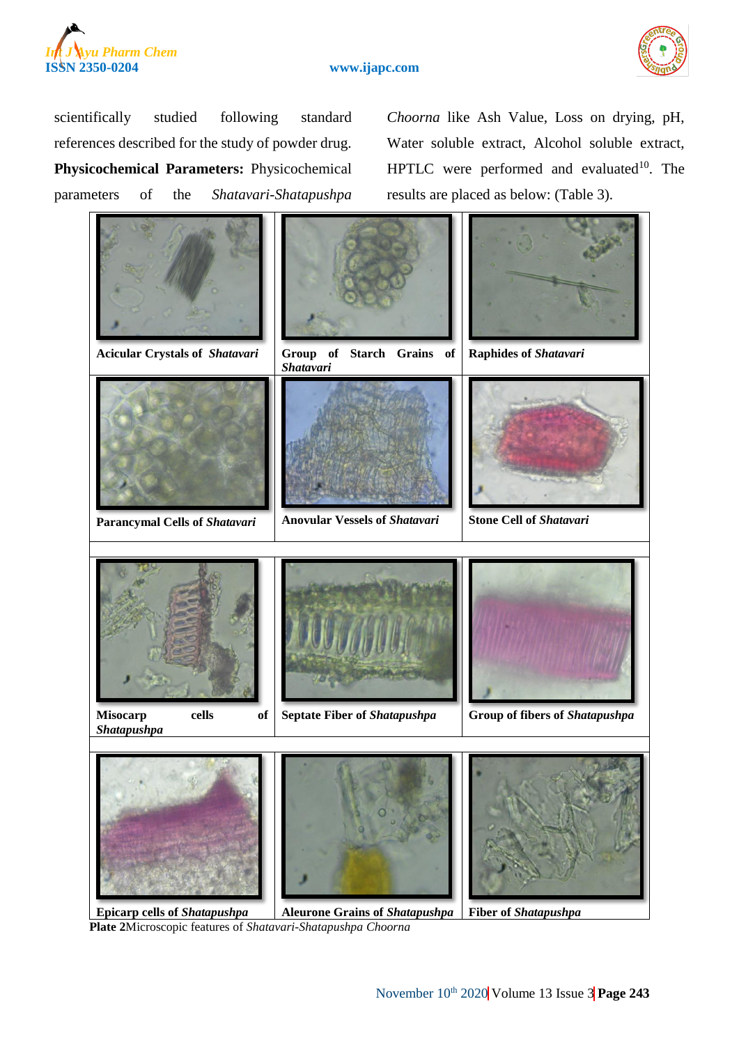scientifically studied following standard references described for the study of powder drug.

**Physicochemical Parameters:** Physicochemical parameters of the *Shatavari-Shatapushpa Choorna* like Ash Value, Loss on drying, pH, Water soluble extract, Alcohol soluble extract, HPTLC were performed and evaluated[10]. The results are placed as below: (Table 3).

| | | |
|---|---|---|
| **Acicular Crystals of** ***Shatavari*** | **Group of Starch Grains of** ***Shatavari*** | **Raphides of** ***Shatavari*** |
| **Parancymal Cells of** ***Shatavari*** | **Anovular Vessels of** ***Shatavari*** | **Stone Cell of** ***Shatavari*** |
| **Misocarp cells of** ***Shatapushpa*** | **Septate Fiber of** ***Shatapushpa*** | **Group of fibers of** ***Shatapushpa*** |
| **Epicarp cells of** ***Shatapushpa*** | **Aleurone Grains of** ***Shatapushpa*** | **Fiber of** ***Shatapushpa*** |

**Plate 2** Microscopic features of *Shatavari-Shatapushpa Choorna*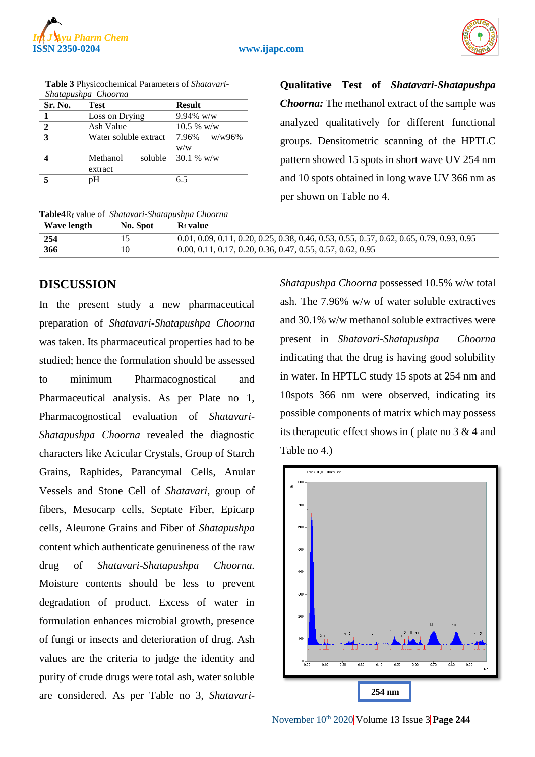**Table 3** Physicochemical Parameters of *Shatavari-Shatapushpa Choorna*

| Sr. No. | Test | Result |
|---|---|---|
| 1 | Loss on Drying | 9.94% w/w |
| 2 | Ash Value | 10.5 % w/w |
| 3 | Water soluble extract | 7.96% w/w96% w/w |
| 4 | Methanol soluble extract | 30.1 % w/w |
| 5 | pH | 6.5 |

**Qualitative Test of *Shatavari-Shatapushpa Choorna:*** The methanol extract of the sample was analyzed qualitatively for different functional groups. Densitometric scanning of the HPTLC pattern showed 15 spots in short wave UV 254 nm and 10 spots obtained in long wave UV 366 nm as per shown on Table no 4.

**Table4** $R_f$ value of *Shatavari-Shatapushpa Choorna*

| Wave length | No. Spot | $R_f$ value |
|---|---|---|
| 254 | 15 | 0.01, 0.09, 0.11, 0.20, 0.25, 0.38, 0.46, 0.53, 0.55, 0.57, 0.62, 0.65, 0.79, 0.93, 0.95 |
| 366 | 10 | 0.00, 0.11, 0.17, 0.20, 0.36, 0.47, 0.55, 0.57, 0.62, 0.95 |

## DISCUSSION

In the present study a new pharmaceutical preparation of *Shatavari-Shatapushpa Choorna* was taken. Its pharmaceutical properties had to be studied; hence the formulation should be assessed to minimum Pharmacognostical and Pharmaceutical analysis. As per Plate no 1, Pharmacognostical evaluation of *Shatavari-Shatapushpa Choorna* revealed the diagnostic characters like Acicular Crystals, Group of Starch Grains, Raphides, Parancymal Cells, Anular Vessels and Stone Cell of *Shatavari*, group of fibers, Mesocarp cells, Septate Fiber, Epicarp cells, Aleurone Grains and Fiber of *Shatapushpa* content which authenticate genuineness of the raw drug of *Shatavari-Shatapushpa Choorna.* Moisture contents should be less to prevent degradation of product. Excess of water in formulation enhances microbial growth, presence of fungi or insects and deterioration of drug. Ash values are the criteria to judge the identity and purity of crude drugs were total ash, water soluble are considered. As per Table no 3, *Shatavari-Shatapushpa Choorna* possessed 10.5% w/w total ash. The 7.96% w/w of water soluble extractives and 30.1% w/w methanol soluble extractives were present in *Shatavari-Shatapushpa Choorna* indicating that the drug is having good solubility in water. In HPTLC study 15 spots at 254 nm and 10spots 366 nm were observed, indicating its possible components of matrix which may possess its therapeutic effect shows in ( plate no 3 & 4 and Table no 4.)

254 nm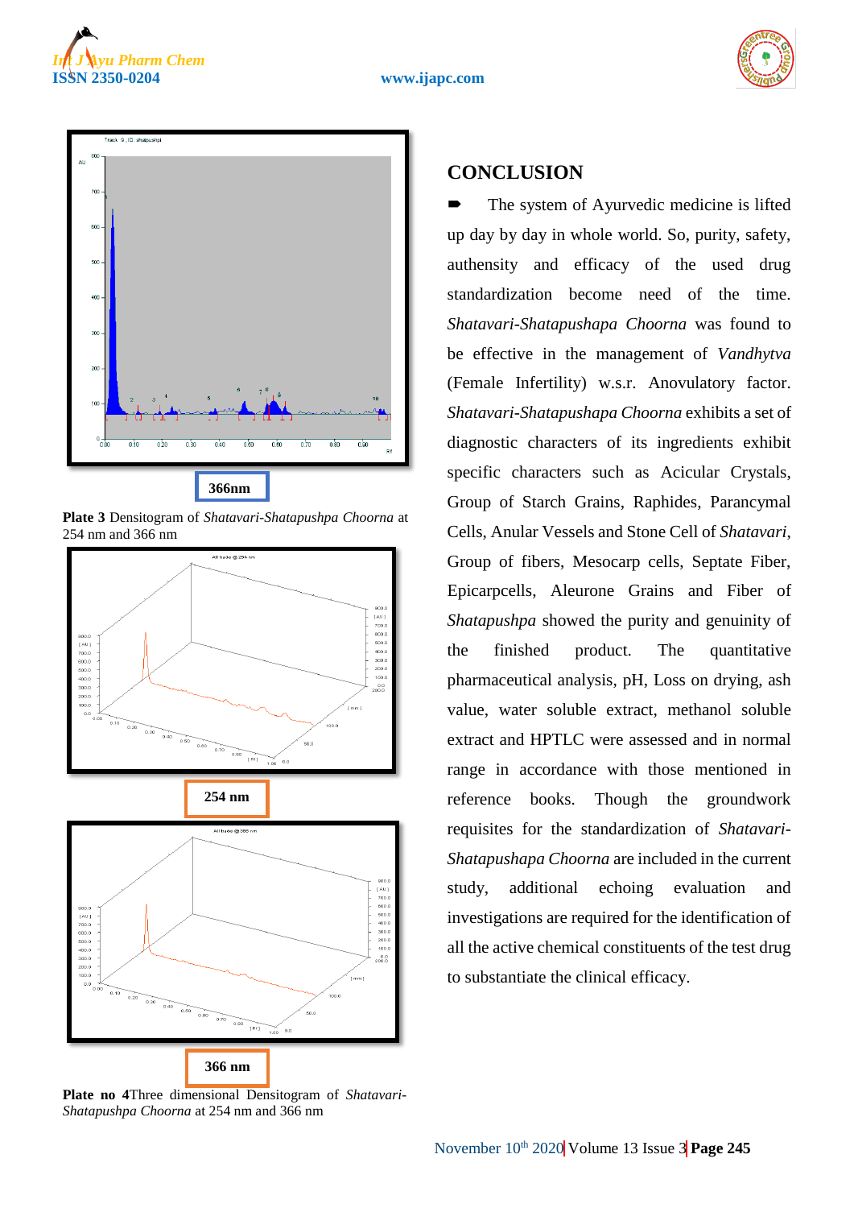366nm

**Plate 3** Densitogram of *Shatavari-Shatapushpa Choorna* at 254 nm and 366 nm

254 nm

366 nm

**Plate no 4**Three dimensional Densitogram of *Shatavari-Shatapushpa Choorna* at 254 nm and 366 nm

## CONCLUSION

➨ The system of Ayurvedic medicine is lifted up day by day in whole world. So, purity, safety, authensity and efficacy of the used drug standardization become need of the time. *Shatavari-Shatapushapa Choorna* was found to be effective in the management of *Vandhytva* (Female Infertility) w.s.r. Anovulatory factor. *Shatavari-Shatapushapa Choorna* exhibits a set of diagnostic characters of its ingredients exhibit specific characters such as Acicular Crystals, Group of Starch Grains, Raphides, Parancymal Cells, Anular Vessels and Stone Cell of *Shatavari*, Group of fibers, Mesocarp cells, Septate Fiber, Epicarpcells, Aleurone Grains and Fiber of *Shatapushpa* showed the purity and genuinity of the finished product. The quantitative pharmaceutical analysis, pH, Loss on drying, ash value, water soluble extract, methanol soluble extract and HPTLC were assessed and in normal range in accordance with those mentioned in reference books. Though the groundwork requisites for the standardization of *Shatavari-Shatapushapa Choorna* are included in the current study, additional echoing evaluation and investigations are required for the identification of all the active chemical constituents of the test drug to substantiate the clinical efficacy.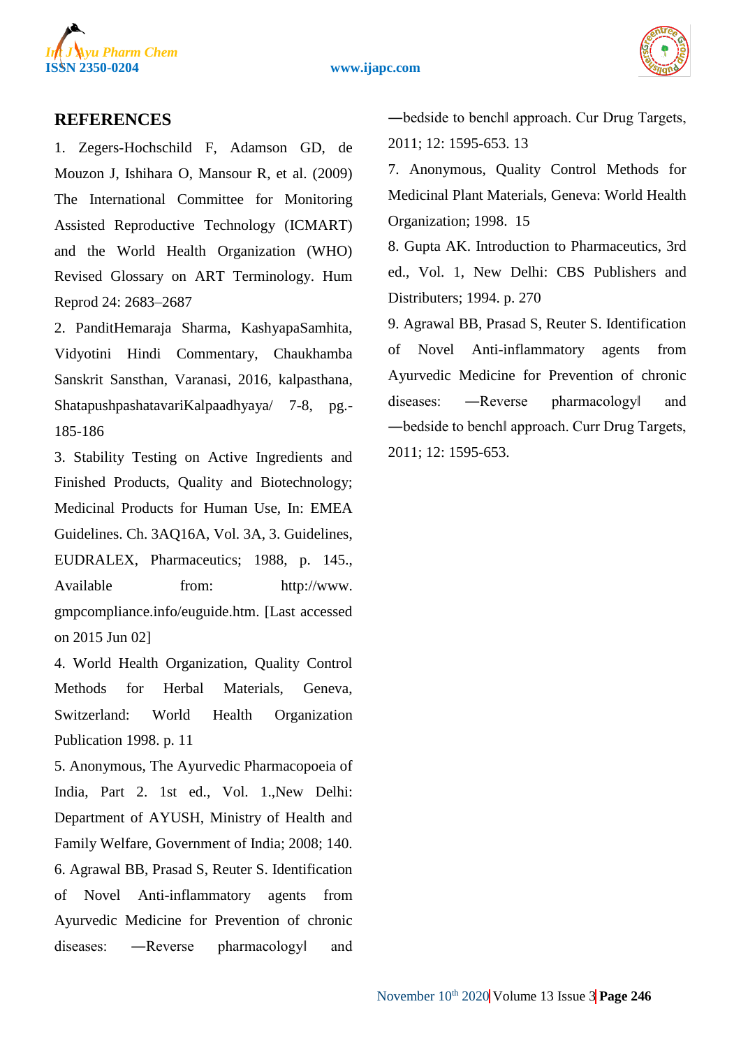## REFERENCES

1. Zegers-Hochschild F, Adamson GD, de Mouzon J, Ishihara O, Mansour R, et al. (2009) The International Committee for Monitoring Assisted Reproductive Technology (ICMART) and the World Health Organization (WHO) Revised Glossary on ART Terminology. Hum Reprod 24: 2683–2687
2. PanditHemaraja Sharma, KashyapaSamhita, Vidyotini Hindi Commentary, Chaukhamba Sanskrit Sansthan, Varanasi, 2016, kalpasthana, ShatapushpashatavariKalpaadhyaya/ 7-8, pg.- 185-186
3. Stability Testing on Active Ingredients and Finished Products, Quality and Biotechnology; Medicinal Products for Human Use, In: EMEA Guidelines. Ch. 3AQ16A, Vol. 3A, 3. Guidelines, EUDRALEX, Pharmaceutics; 1988, p. 145., Available from: http://www. gmpcompliance.info/euguide.htm. [Last accessed on 2015 Jun 02]
4. World Health Organization, Quality Control Methods for Herbal Materials, Geneva, Switzerland: World Health Organization Publication 1998. p. 11
5. Anonymous, The Ayurvedic Pharmacopoeia of India, Part 2. 1st ed., Vol. 1.,New Delhi: Department of AYUSH, Ministry of Health and Family Welfare, Government of India; 2008; 140.
6. Agrawal BB, Prasad S, Reuter S. Identification of Novel Anti-inflammatory agents from Ayurvedic Medicine for Prevention of chronic diseases: ―Reverse pharmacology‖ and ―bedside to bench‖ approach. Cur Drug Targets, 2011; 12: 1595-653. 13
7. Anonymous, Quality Control Methods for Medicinal Plant Materials, Geneva: World Health Organization; 1998. 15
8. Gupta AK. Introduction to Pharmaceutics, 3rd ed., Vol. 1, New Delhi: CBS Publishers and Distributers; 1994. p. 270
9. Agrawal BB, Prasad S, Reuter S. Identification of Novel Anti-inflammatory agents from Ayurvedic Medicine for Prevention of chronic diseases: ―Reverse pharmacology‖ and ―bedside to bench‖ approach. Curr Drug Targets, 2011; 12: 1595-653.